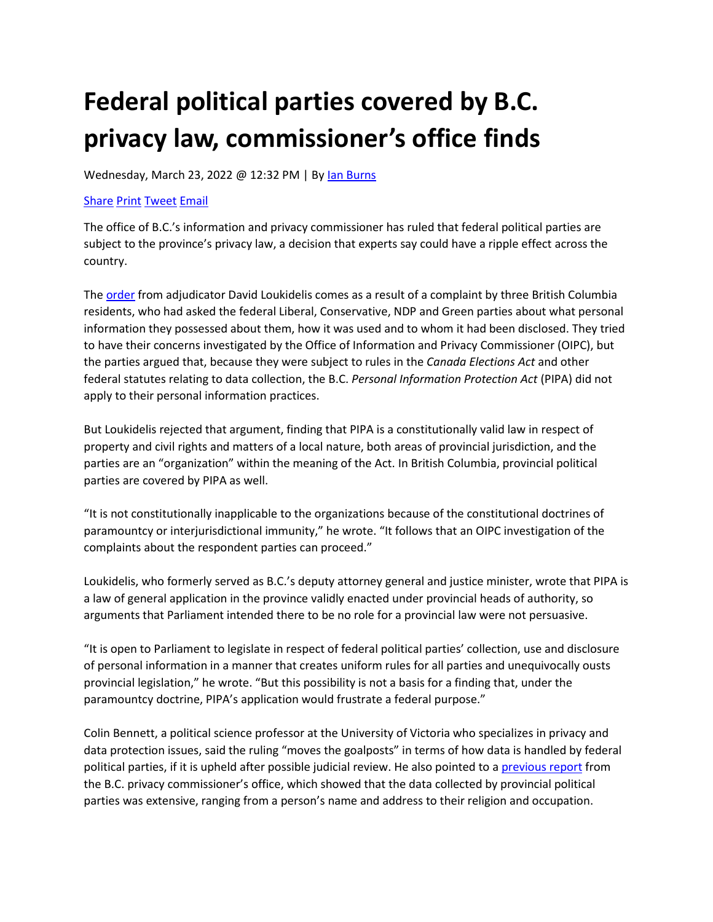# Federal political parties covered by B.C. privacy law, commissioner's office finds

Wednesday, March 23, 2022 @ 12:32 PM | By Ian Burns

Share Print Tweet Email

The office of B.C.'s information and privacy commissioner has ruled that federal political parties are subject to the province's privacy law, a decision that experts say could have a ripple effect across the country.

The order from adjudicator David Loukidelis comes as a result of a complaint by three British Columbia residents, who had asked the federal Liberal, Conservative, NDP and Green parties about what personal information they possessed about them, how it was used and to whom it had been disclosed. They tried to have their concerns investigated by the Office of Information and Privacy Commissioner (OIPC), but the parties argued that, because they were subject to rules in the *Canada Elections Act* and other federal statutes relating to data collection, the B.C. *Personal Information Protection Act* (PIPA) did not apply to their personal information practices.

But Loukidelis rejected that argument, finding that PIPA is a constitutionally valid law in respect of property and civil rights and matters of a local nature, both areas of provincial jurisdiction, and the parties are an "organization" within the meaning of the Act. In British Columbia, provincial political parties are covered by PIPA as well.

"It is not constitutionally inapplicable to the organizations because of the constitutional doctrines of paramountcy or interjurisdictional immunity," he wrote. "It follows that an OIPC investigation of the complaints about the respondent parties can proceed."

Loukidelis, who formerly served as B.C.'s deputy attorney general and justice minister, wrote that PIPA is a law of general application in the province validly enacted under provincial heads of authority, so arguments that Parliament intended there to be no role for a provincial law were not persuasive.

"It is open to Parliament to legislate in respect of federal political parties' collection, use and disclosure of personal information in a manner that creates uniform rules for all parties and unequivocally ousts provincial legislation," he wrote. "But this possibility is not a basis for a finding that, under the paramountcy doctrine, PIPA's application would frustrate a federal purpose."

Colin Bennett, a political science professor at the University of Victoria who specializes in privacy and data protection issues, said the ruling "moves the goalposts" in terms of how data is handled by federal political parties, if it is upheld after possible judicial review. He also pointed to a previous report from the B.C. privacy commissioner's office, which showed that the data collected by provincial political parties was extensive, ranging from a person's name and address to their religion and occupation.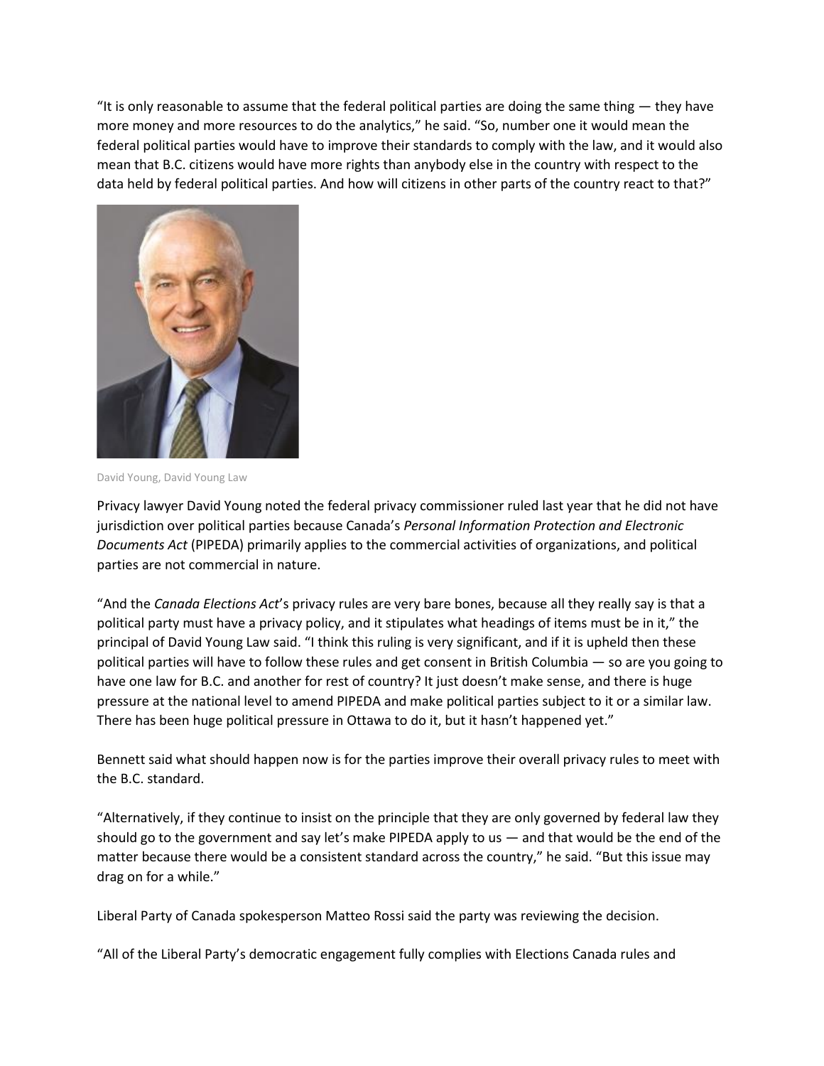"It is only reasonable to assume that the federal political parties are doing the same thing — they have more money and more resources to do the analytics," he said. "So, number one it would mean the federal political parties would have to improve their standards to comply with the law, and it would also mean that B.C. citizens would have more rights than anybody else in the country with respect to the data held by federal political parties. And how will citizens in other parts of the country react to that?"

David Young, David Young Law

Privacy lawyer David Young noted the federal privacy commissioner ruled last year that he did not have jurisdiction over political parties because Canada's *Personal Information Protection and Electronic Documents Act* (PIPEDA) primarily applies to the commercial activities of organizations, and political parties are not commercial in nature.

"And the *Canada Elections Act*'s privacy rules are very bare bones, because all they really say is that a political party must have a privacy policy, and it stipulates what headings of items must be in it," the principal of David Young Law said. "I think this ruling is very significant, and if it is upheld then these political parties will have to follow these rules and get consent in British Columbia — so are you going to have one law for B.C. and another for rest of country? It just doesn't make sense, and there is huge pressure at the national level to amend PIPEDA and make political parties subject to it or a similar law. There has been huge political pressure in Ottawa to do it, but it hasn't happened yet."

Bennett said what should happen now is for the parties improve their overall privacy rules to meet with the B.C. standard.

"Alternatively, if they continue to insist on the principle that they are only governed by federal law they should go to the government and say let's make PIPEDA apply to us — and that would be the end of the matter because there would be a consistent standard across the country," he said. "But this issue may drag on for a while."

Liberal Party of Canada spokesperson Matteo Rossi said the party was reviewing the decision.

"All of the Liberal Party's democratic engagement fully complies with Elections Canada rules and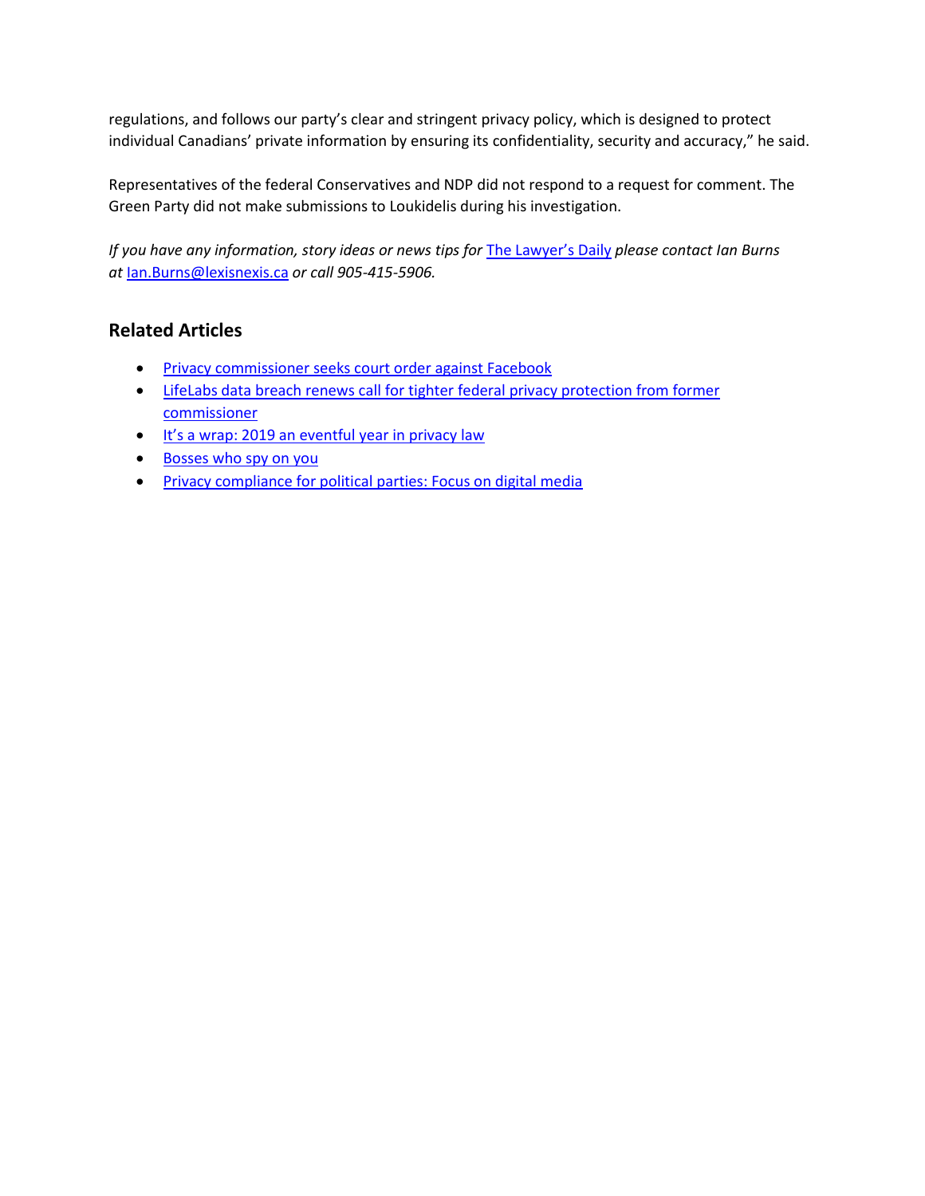regulations, and follows our party's clear and stringent privacy policy, which is designed to protect individual Canadians' private information by ensuring its confidentiality, security and accuracy," he said.

Representatives of the federal Conservatives and NDP did not respond to a request for comment. The Green Party did not make submissions to Loukidelis during his investigation.

*If you have any information, story ideas or news tips for* The Lawyer's Daily *please contact Ian Burns at* Ian.Burns@lexisnexis.ca *or call 905-415-5906.*

## Related Articles

- Privacy commissioner seeks court order against Facebook
- LifeLabs data breach renews call for tighter federal privacy protection from former commissioner
- It's a wrap: 2019 an eventful year in privacy law
- Bosses who spy on you
- Privacy compliance for political parties: Focus on digital media